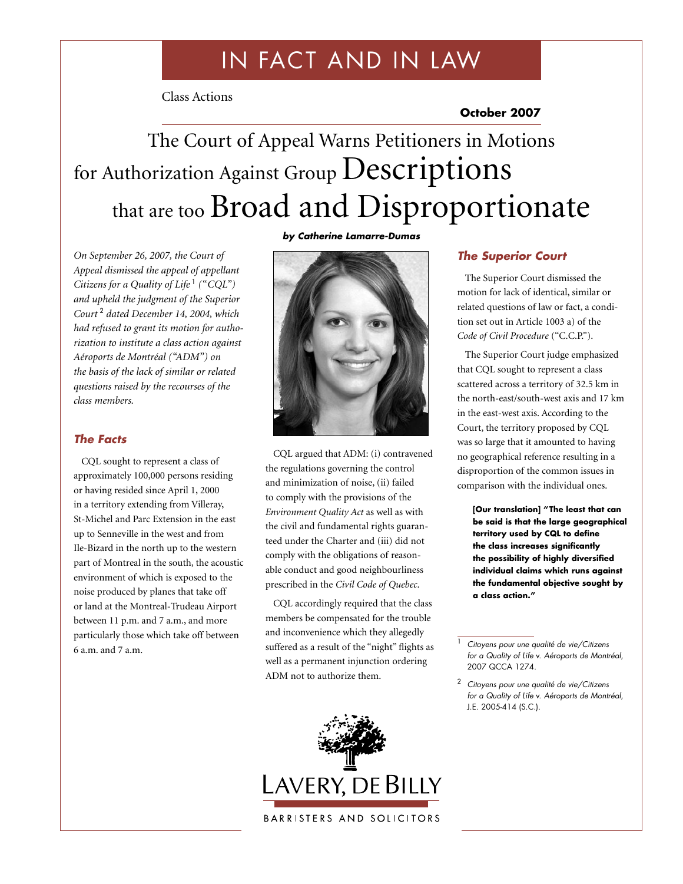# IN FACT AND IN LAW

Class Actions

**October 2007**

# The Court of Appeal Warns Petitioners in Motions for Authorization Against Group Descriptions that are too Broad and Disproportionate

***by Catherine Lamarre-Dumas***

*On September 26, 2007, the Court of Appeal dismissed the appeal of appellant Citizens for a Quality of Life[1] ("CQL") and upheld the judgment of the Superior Court[2] dated December 14, 2004, which had refused to grant its motion for authorization to institute a class action against Aéroports de Montréal ("ADM") on the basis of the lack of similar or related questions raised by the recourses of the class members.*

## *The Facts*

CQL sought to represent a class of approximately 100,000 persons residing or having resided since April 1, 2000 in a territory extending from Villeray, St-Michel and Parc Extension in the east up to Senneville in the west and from Ile-Bizard in the north up to the western part of Montreal in the south, the acoustic environment of which is exposed to the noise produced by planes that take off or land at the Montreal-Trudeau Airport between 11 p.m. and 7 a.m., and more particularly those which take off between 6 a.m. and 7 a.m.

CQL argued that ADM: (i) contravened the regulations governing the control and minimization of noise, (ii) failed to comply with the provisions of the *Environment Quality Act* as well as with the civil and fundamental rights guaranteed under the Charter and (iii) did not comply with the obligations of reasonable conduct and good neighbourliness prescribed in the *Civil Code of Quebec*.

CQL accordingly required that the class members be compensated for the trouble and inconvenience which they allegedly suffered as a result of the "night" flights as well as a permanent injunction ordering ADM not to authorize them.

## *The Superior Court*

The Superior Court dismissed the motion for lack of identical, similar or related questions of law or fact, a condition set out in Article 1003 a) of the *Code of Civil Procedure* ("C.C.P.").

The Superior Court judge emphasized that CQL sought to represent a class scattered across a territory of 32.5 km in the north-east/south-west axis and 17 km in the east-west axis. According to the Court, the territory proposed by CQL was so large that it amounted to having no geographical reference resulting in a disproportion of the common issues in comparison with the individual ones.

> **[Our translation] "The least that can be said is that the large geographical territory used by CQL to define the class increases significantly the possibility of highly diversified individual claims which runs against the fundamental objective sought by a class action."**

---

1 *Citoyens pour une qualité de vie/Citizens for a Quality of Life v. Aéroports de Montréal*, 2007 QCCA 1274.

2 *Citoyens pour une qualité de vie/Citizens for a Quality of Life v. Aéroports de Montréal*, J.E. 2005-414 (S.C.).

LAVERY, DE BILLY

BARRISTERS AND SOLICITORS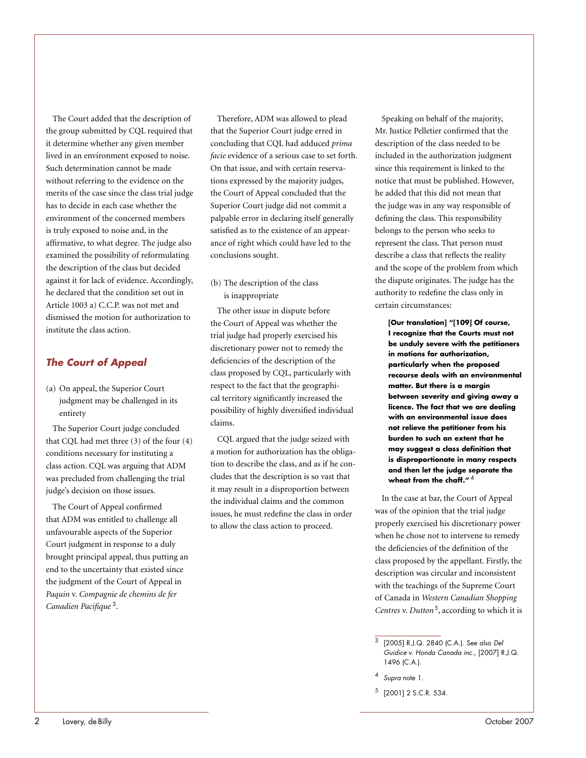The Court added that the description of the group submitted by CQL required that it determine whether any given member lived in an environment exposed to noise. Such determination cannot be made without referring to the evidence on the merits of the case since the class trial judge has to decide in each case whether the environment of the concerned members is truly exposed to noise and, in the affirmative, to what degree. The judge also examined the possibility of reformulating the description of the class but decided against it for lack of evidence. Accordingly, he declared that the condition set out in Article 1003 a) C.C.P. was not met and dismissed the motion for authorization to institute the class action.

## *The Court of Appeal*

(a) On appeal, the Superior Court judgment may be challenged in its entirety

The Superior Court judge concluded that CQL had met three (3) of the four (4) conditions necessary for instituting a class action. CQL was arguing that ADM was precluded from challenging the trial judge's decision on those issues.

The Court of Appeal confirmed that ADM was entitled to challenge all unfavourable aspects of the Superior Court judgment in response to a duly brought principal appeal, thus putting an end to the uncertainty that existed since the judgment of the Court of Appeal in *Paquin* v. *Compagnie de chemins de fer Canadien Pacifique*[3].

Therefore, ADM was allowed to plead that the Superior Court judge erred in concluding that CQL had adduced *prima facie* evidence of a serious case to set forth. On that issue, and with certain reservations expressed by the majority judges, the Court of Appeal concluded that the Superior Court judge did not commit a palpable error in declaring itself generally satisfied as to the existence of an appearance of right which could have led to the conclusions sought.

(b) The description of the class is inappropriate

The other issue in dispute before the Court of Appeal was whether the trial judge had properly exercised his discretionary power not to remedy the deficiencies of the description of the class proposed by CQL, particularly with respect to the fact that the geographical territory significantly increased the possibility of highly diversified individual claims.

CQL argued that the judge seized with a motion for authorization has the obligation to describe the class, and as if he concludes that the description is so vast that it may result in a disproportion between the individual claims and the common issues, he must redefine the class in order to allow the class action to proceed.

Speaking on behalf of the majority, Mr. Justice Pelletier confirmed that the description of the class needed to be included in the authorization judgment since this requirement is linked to the notice that must be published. However, he added that this did not mean that the judge was in any way responsible of defining the class. This responsibility belongs to the person who seeks to represent the class. That person must describe a class that reflects the reality and the scope of the problem from which the dispute originates. The judge has the authority to redefine the class only in certain circumstances:

> **[Our translation] "[109] Of course, I recognize that the Courts must not be unduly severe with the petitioners in motions for authorization, particularly when the proposed recourse deals with an environmental matter. But there is a margin between severity and giving away a licence. The fact that we are dealing with an environmental issue does not relieve the petitioner from his burden to such an extent that he may suggest a class definition that is disproportionate in many respects and then let the judge separate the wheat from the chaff."**[4]

In the case at bar, the Court of Appeal was of the opinion that the trial judge properly exercised his discretionary power when he chose not to intervene to remedy the deficiencies of the definition of the class proposed by the appellant. Firstly, the description was circular and inconsistent with the teachings of the Supreme Court of Canada in *Western Canadian Shopping Centres* v. *Dutton*[5], according to which it is

---

[3] [2005] R.J.Q. 2840 (C.A.). See also *Del Guidice* v. *Honda Canada inc.*, [2007] R.J.Q. 1496 (C.A.).

[4] *Supra* note 1.

[5] [2001] 2 S.C.R. 534.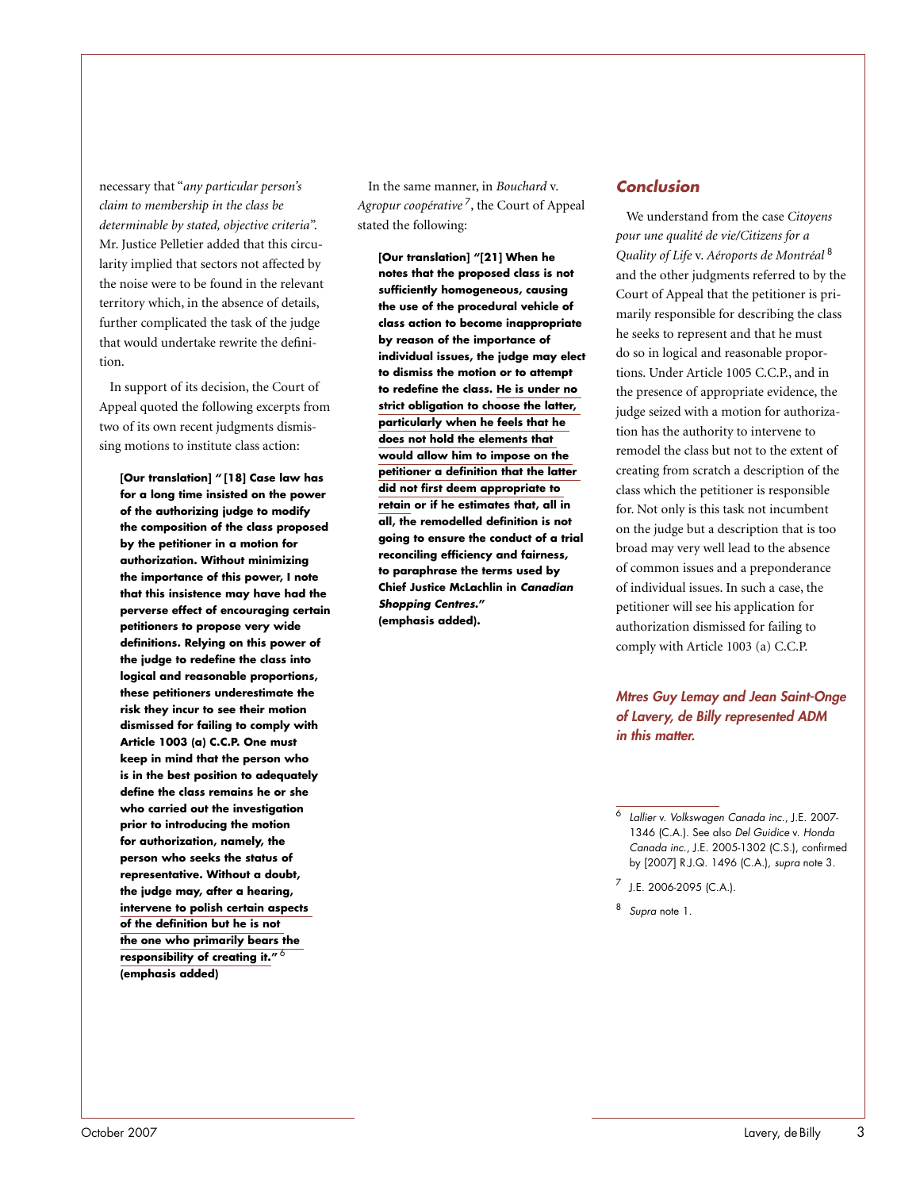necessary that "*any particular person's claim to membership in the class be determinable by stated, objective criteria*". Mr. Justice Pelletier added that this circularity implied that sectors not affected by the noise were to be found in the relevant territory which, in the absence of details, further complicated the task of the judge that would undertake rewrite the definition.

In support of its decision, the Court of Appeal quoted the following excerpts from two of its own recent judgments dismissing motions to institute class action:

> **[Our translation] "[18] Case law has for a long time insisted on the power of the authorizing judge to modify the composition of the class proposed by the petitioner in a motion for authorization. Without minimizing the importance of this power, I note that this insistence may have had the perverse effect of encouraging certain petitioners to propose very wide definitions. Relying on this power of the judge to redefine the class into logical and reasonable proportions, these petitioners underestimate the risk they incur to see their motion dismissed for failing to comply with Article 1003 (a) C.C.P. One must keep in mind that the person who is in the best position to adequately define the class remains he or she who carried out the investigation prior to introducing the motion for authorization, namely, the person who seeks the status of representative. Without a doubt, the judge may, after a hearing, intervene to polish certain aspects of the definition but he is not the one who primarily bears the responsibility of creating it."[6] (emphasis added)**

In the same manner, in *Bouchard* v. *Agropur coopérative*[7], the Court of Appeal stated the following:

> **[Our translation] "[21] When he notes that the proposed class is not sufficiently homogeneous, causing the use of the procedural vehicle of class action to become inappropriate by reason of the importance of individual issues, the judge may elect to dismiss the motion or to attempt to redefine the class. He is under no strict obligation to choose the latter, particularly when he feels that he does not hold the elements that would allow him to impose on the petitioner a definition that the latter did not first deem appropriate to retain or if he estimates that, all in all, the remodelled definition is not going to ensure the conduct of a trial reconciling efficiency and fairness, to paraphrase the terms used by Chief Justice McLachlin in *Canadian Shopping Centres*." (emphasis added).**

## Conclusion

We understand from the case *Citoyens pour une qualité de vie/Citizens for a Quality of Life* v. *Aéroports de Montréal*[8] and the other judgments referred to by the Court of Appeal that the petitioner is primarily responsible for describing the class he seeks to represent and that he must do so in logical and reasonable proportions. Under Article 1005 C.C.P., and in the presence of appropriate evidence, the judge seized with a motion for authorization has the authority to intervene to remodel the class but not to the extent of creating from scratch a description of the class which the petitioner is responsible for. Not only is this task not incumbent on the judge but a description that is too broad may very well lead to the absence of common issues and a preponderance of individual issues. In such a case, the petitioner will see his application for authorization dismissed for failing to comply with Article 1003 (a) C.C.P.

***Mtres Guy Lemay and Jean Saint-Onge of Lavery, de Billy represented ADM in this matter.***

---

[6] *Lallier* v. *Volkswagen Canada inc.*, J.E. 2007-1346 (C.A.). See also *Del Guidice* v. *Honda Canada inc.*, J.E. 2005-1302 (C.S.), confirmed by [2007] R.J.Q. 1496 (C.A.), *supra* note 3.

[7] J.E. 2006-2095 (C.A.).

[8] *Supra* note 1.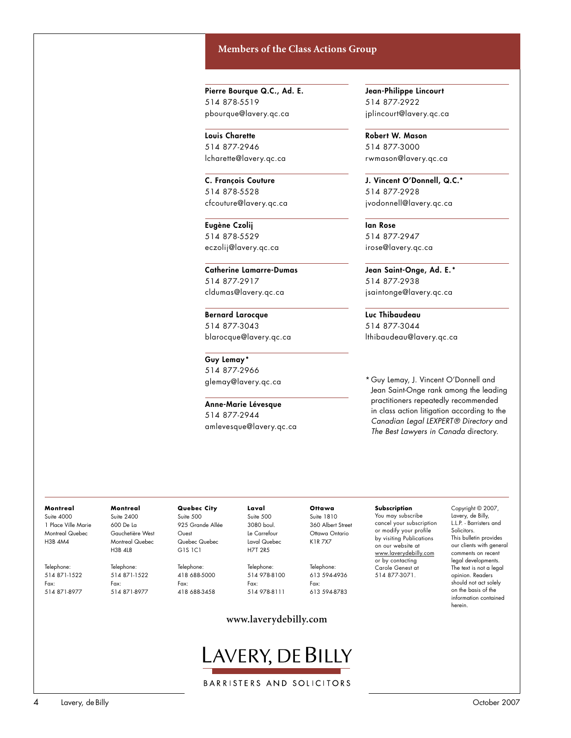## Members of the Class Actions Group

**Pierre Bourque Q.C., Ad. E.**
514 878-5519
pbourque@lavery.qc.ca

**Louis Charette**
514 877-2946
lcharette@lavery.qc.ca

**C. François Couture**
514 878-5528
cfcouture@lavery.qc.ca

**Eugène Czolij**
514 878-5529
eczolij@lavery.qc.ca

**Catherine Lamarre-Dumas**
514 877-2917
cldumas@lavery.qc.ca

**Bernard Larocque**
514 877-3043
blarocque@lavery.qc.ca

**Guy Lemay***
514 877-2966
glemay@lavery.qc.ca

**Anne-Marie Lévesque**
514 877-2944
amlevesque@lavery.qc.ca

**Jean-Philippe Lincourt**
514 877-2922
jplincourt@lavery.qc.ca

**Robert W. Mason**
514 877-3000
rwmason@lavery.qc.ca

**J. Vincent O'Donnell, Q.C.***
514 877-2928
jvodonnell@lavery.qc.ca

**Ian Rose**
514 877-2947
irose@lavery.qc.ca

**Jean Saint-Onge, Ad. E.***
514 877-2938
jsaintonge@lavery.qc.ca

**Luc Thibaudeau**
514 877-3044
lthibaudeau@lavery.qc.ca

* Guy Lemay, J. Vincent O'Donnell and Jean Saint-Onge rank among the leading practitioners repeatedly recommended in class action litigation according to the *Canadian Legal LEXPERT® Directory* and *The Best Lawyers in Canada* directory.

**Montreal**
Suite 4000
1 Place Ville Marie
Montreal Quebec
H3B 4M4

Telephone:
514 871-1522
Fax:
514 871-8977

**Montreal**
Suite 2400
600 De La Gauchetière West
Montreal Quebec
H3B 4L8

Telephone:
514 871-1522
Fax:
514 871-8977

**Quebec City**
Suite 500
925 Grande Allée Ouest
Quebec Quebec
G1S 1C1

Telephone:
418 688-5000
Fax:
418 688-3458

**Laval**
Suite 500
3080 boul. Le Carrefour
Laval Quebec
H7T 2R5

Telephone:
514 978-8100
Fax:
514 978-8111

**Ottawa**
Suite 1810
360 Albert Street
Ottawa Ontario
K1R 7X7

Telephone:
613 594-4936
Fax:
613 594-8783

**Subscription**
You may subscribe cancel your subscription or modify your profile by visiting Publications on our website at www.laverydebilly.com or by contacting Carole Genest at 514 877-3071.

Copyright © 2007, Lavery, de Billy, L.L.P. - Barristers and Solicitors. This bulletin provides our clients with general comments on recent legal developments. The text is not a legal opinion. Readers should not act solely on the basis of the information contained herein.

**www.laverydebilly.com**

LAVERY, DE BILLY
BARRISTERS AND SOLICITORS